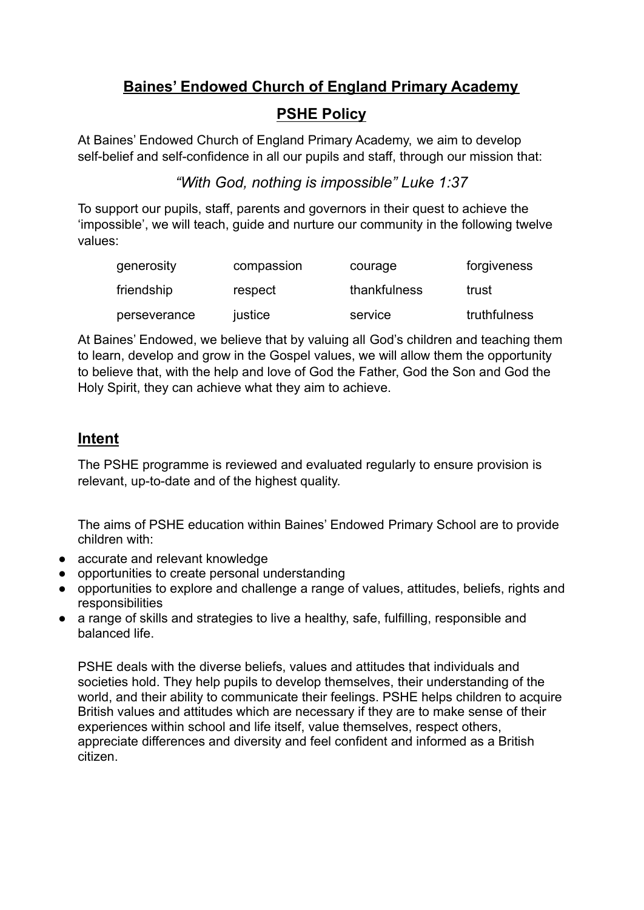# **Baines' Endowed Church of England Primary Academy**

## **PSHE Policy**

At Baines' Endowed Church of England Primary Academy, we aim to develop self-belief and self-confidence in all our pupils and staff, through our mission that:

*"With God, nothing is impossible" Luke 1:37*

To support our pupils, staff, parents and governors in their quest to achieve the 'impossible', we will teach, guide and nurture our community in the following twelve values:

| | | | |
|---|---|---|---|
| generosity | compassion | courage | forgiveness |
| friendship | respect | thankfulness | trust |
| perseverance | justice | service | truthfulness |

At Baines' Endowed, we believe that by valuing all God's children and teaching them to learn, develop and grow in the Gospel values, we will allow them the opportunity to believe that, with the help and love of God the Father, God the Son and God the Holy Spirit, they can achieve what they aim to achieve.

## **Intent**

The PSHE programme is reviewed and evaluated regularly to ensure provision is relevant, up-to-date and of the highest quality.

The aims of PSHE education within Baines' Endowed Primary School are to provide children with:

- accurate and relevant knowledge
- opportunities to create personal understanding
- opportunities to explore and challenge a range of values, attitudes, beliefs, rights and responsibilities
- a range of skills and strategies to live a healthy, safe, fulfilling, responsible and balanced life.

PSHE deals with the diverse beliefs, values and attitudes that individuals and societies hold. They help pupils to develop themselves, their understanding of the world, and their ability to communicate their feelings. PSHE helps children to acquire British values and attitudes which are necessary if they are to make sense of their experiences within school and life itself, value themselves, respect others, appreciate differences and diversity and feel confident and informed as a British citizen.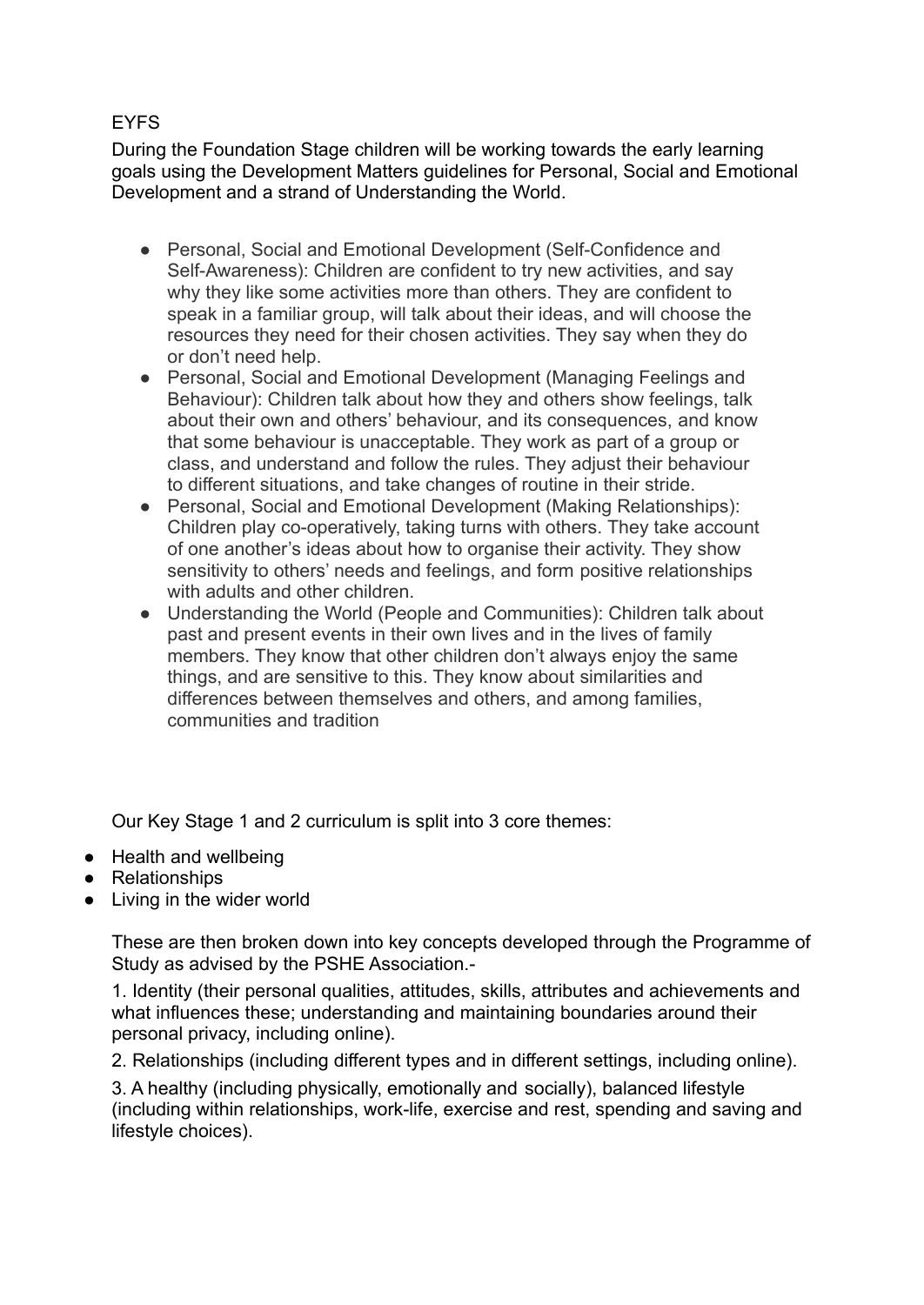## EYFS

During the Foundation Stage children will be working towards the early learning goals using the Development Matters guidelines for Personal, Social and Emotional Development and a strand of Understanding the World.

- Personal, Social and Emotional Development (Self-Confidence and Self-Awareness): Children are confident to try new activities, and say why they like some activities more than others. They are confident to speak in a familiar group, will talk about their ideas, and will choose the resources they need for their chosen activities. They say when they do or don't need help.
- Personal, Social and Emotional Development (Managing Feelings and Behaviour): Children talk about how they and others show feelings, talk about their own and others' behaviour, and its consequences, and know that some behaviour is unacceptable. They work as part of a group or class, and understand and follow the rules. They adjust their behaviour to different situations, and take changes of routine in their stride.
- Personal, Social and Emotional Development (Making Relationships): Children play co-operatively, taking turns with others. They take account of one another's ideas about how to organise their activity. They show sensitivity to others' needs and feelings, and form positive relationships with adults and other children.
- Understanding the World (People and Communities): Children talk about past and present events in their own lives and in the lives of family members. They know that other children don't always enjoy the same things, and are sensitive to this. They know about similarities and differences between themselves and others, and among families, communities and tradition

Our Key Stage 1 and 2 curriculum is split into 3 core themes:

- Health and wellbeing
- Relationships
- Living in the wider world

These are then broken down into key concepts developed through the Programme of Study as advised by the PSHE Association.-

1. Identity (their personal qualities, attitudes, skills, attributes and achievements and what influences these; understanding and maintaining boundaries around their personal privacy, including online).
2. Relationships (including different types and in different settings, including online).
3. A healthy (including physically, emotionally and socially), balanced lifestyle (including within relationships, work-life, exercise and rest, spending and saving and lifestyle choices).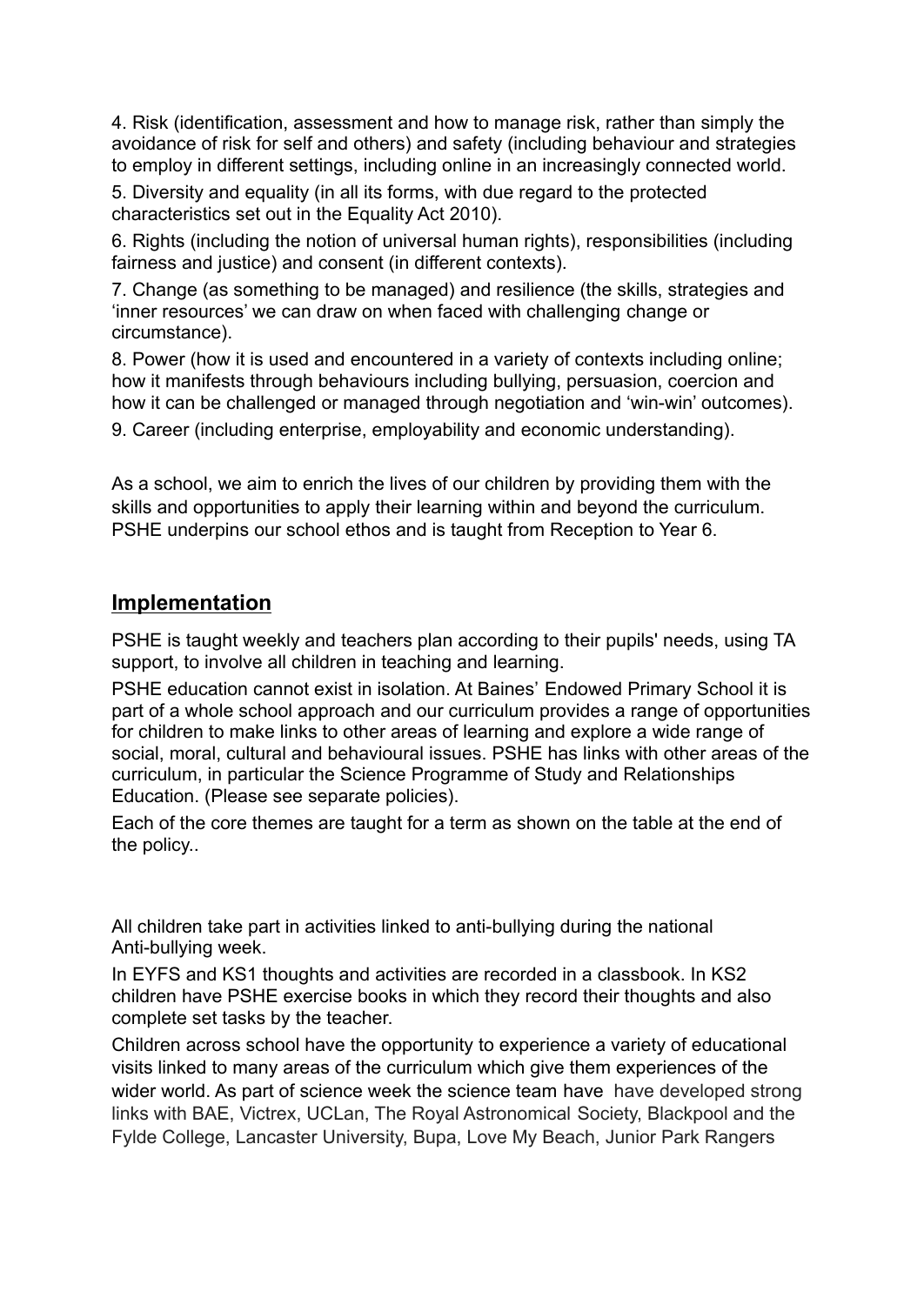4. Risk (identification, assessment and how to manage risk, rather than simply the avoidance of risk for self and others) and safety (including behaviour and strategies to employ in different settings, including online in an increasingly connected world.

5. Diversity and equality (in all its forms, with due regard to the protected characteristics set out in the Equality Act 2010).

6. Rights (including the notion of universal human rights), responsibilities (including fairness and justice) and consent (in different contexts).

7. Change (as something to be managed) and resilience (the skills, strategies and 'inner resources' we can draw on when faced with challenging change or circumstance).

8. Power (how it is used and encountered in a variety of contexts including online; how it manifests through behaviours including bullying, persuasion, coercion and how it can be challenged or managed through negotiation and 'win-win' outcomes).

9. Career (including enterprise, employability and economic understanding).

As a school, we aim to enrich the lives of our children by providing them with the skills and opportunities to apply their learning within and beyond the curriculum. PSHE underpins our school ethos and is taught from Reception to Year 6.

## Implementation

PSHE is taught weekly and teachers plan according to their pupils' needs, using TA support, to involve all children in teaching and learning.

PSHE education cannot exist in isolation. At Baines' Endowed Primary School it is part of a whole school approach and our curriculum provides a range of opportunities for children to make links to other areas of learning and explore a wide range of social, moral, cultural and behavioural issues. PSHE has links with other areas of the curriculum, in particular the Science Programme of Study and Relationships Education. (Please see separate policies).

Each of the core themes are taught for a term as shown on the table at the end of the policy..

All children take part in activities linked to anti-bullying during the national Anti-bullying week.

In EYFS and KS1 thoughts and activities are recorded in a classbook. In KS2 children have PSHE exercise books in which they record their thoughts and also complete set tasks by the teacher.

Children across school have the opportunity to experience a variety of educational visits linked to many areas of the curriculum which give them experiences of the wider world. As part of science week the science team have have developed strong links with BAE, Victrex, UCLan, The Royal Astronomical Society, Blackpool and the Fylde College, Lancaster University, Bupa, Love My Beach, Junior Park Rangers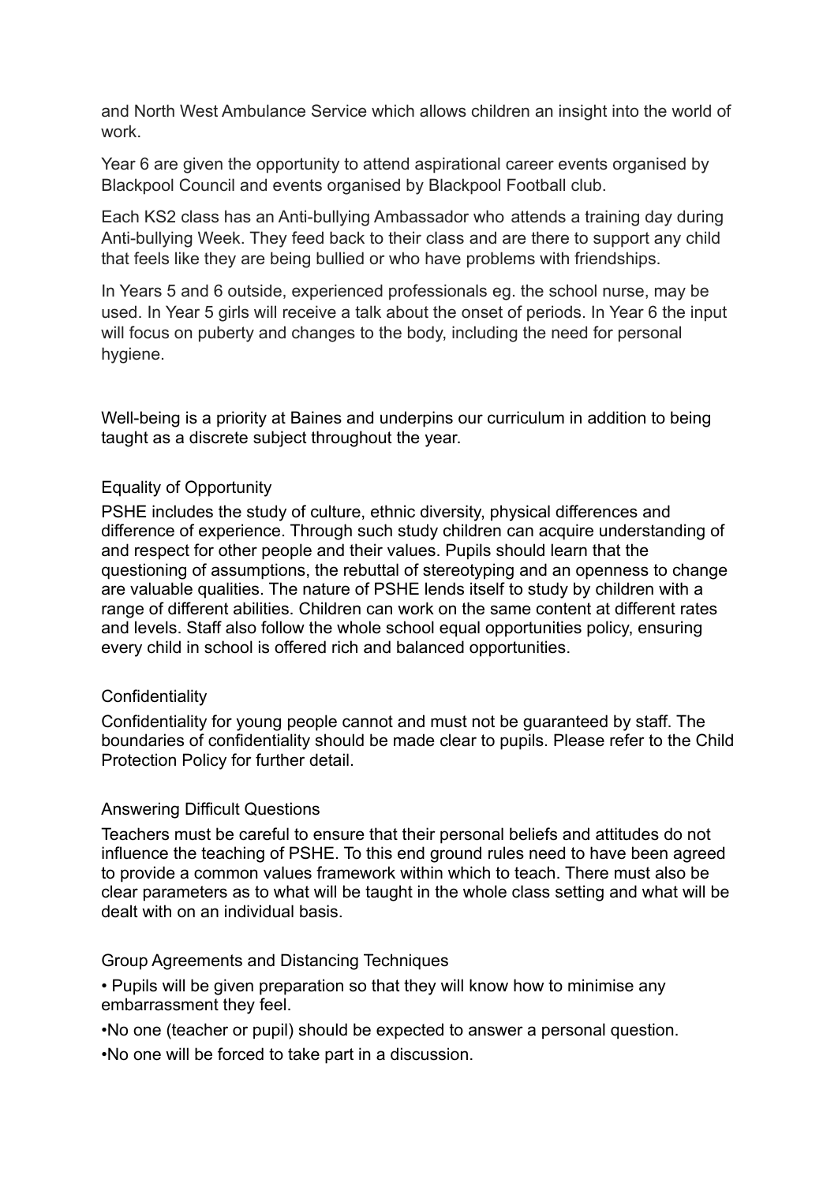and North West Ambulance Service which allows children an insight into the world of work.

Year 6 are given the opportunity to attend aspirational career events organised by Blackpool Council and events organised by Blackpool Football club.

Each KS2 class has an Anti-bullying Ambassador who attends a training day during Anti-bullying Week. They feed back to their class and are there to support any child that feels like they are being bullied or who have problems with friendships.

In Years 5 and 6 outside, experienced professionals eg. the school nurse, may be used. In Year 5 girls will receive a talk about the onset of periods. In Year 6 the input will focus on puberty and changes to the body, including the need for personal hygiene.

Well-being is a priority at Baines and underpins our curriculum in addition to being taught as a discrete subject throughout the year.

### Equality of Opportunity

PSHE includes the study of culture, ethnic diversity, physical differences and difference of experience. Through such study children can acquire understanding of and respect for other people and their values. Pupils should learn that the questioning of assumptions, the rebuttal of stereotyping and an openness to change are valuable qualities. The nature of PSHE lends itself to study by children with a range of different abilities. Children can work on the same content at different rates and levels. Staff also follow the whole school equal opportunities policy, ensuring every child in school is offered rich and balanced opportunities.

### Confidentiality

Confidentiality for young people cannot and must not be guaranteed by staff. The boundaries of confidentiality should be made clear to pupils. Please refer to the Child Protection Policy for further detail.

### Answering Difficult Questions

Teachers must be careful to ensure that their personal beliefs and attitudes do not influence the teaching of PSHE. To this end ground rules need to have been agreed to provide a common values framework within which to teach. There must also be clear parameters as to what will be taught in the whole class setting and what will be dealt with on an individual basis.

### Group Agreements and Distancing Techniques

- Pupils will be given preparation so that they will know how to minimise any embarrassment they feel.
- No one (teacher or pupil) should be expected to answer a personal question.
- No one will be forced to take part in a discussion.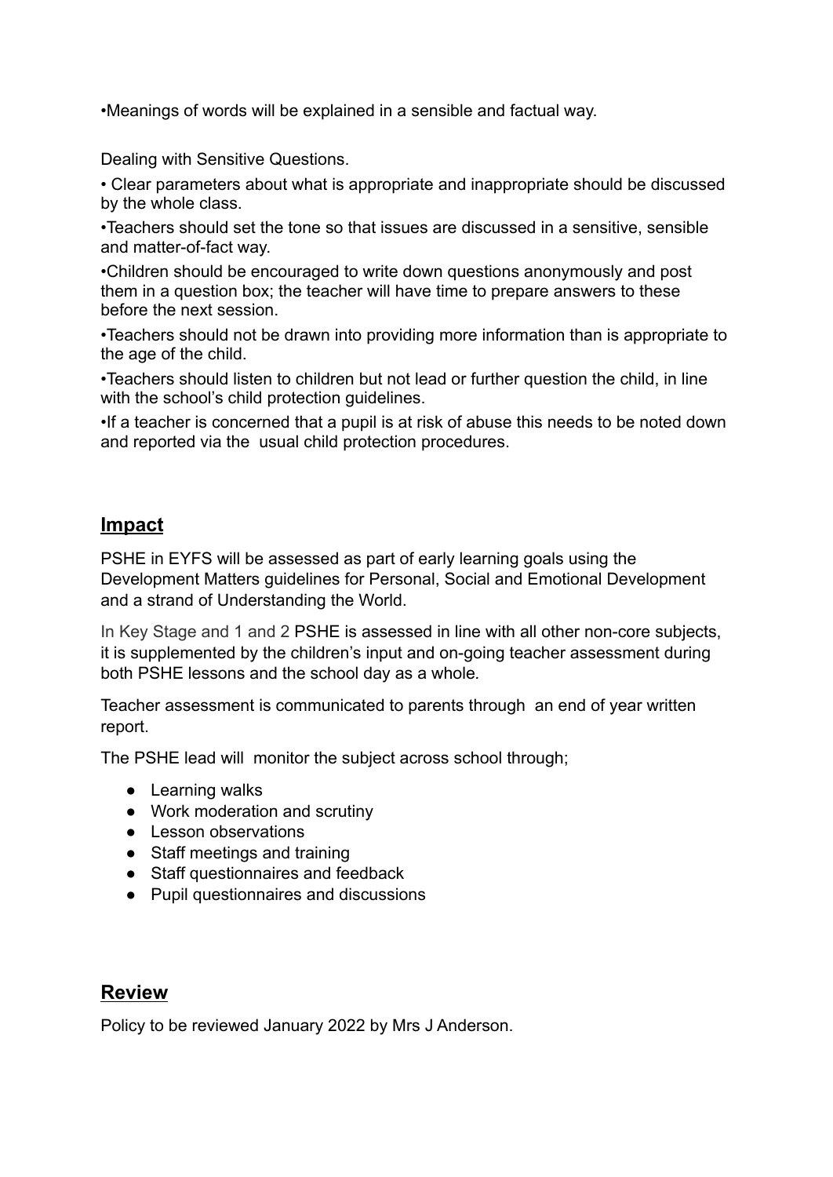•Meanings of words will be explained in a sensible and factual way.

Dealing with Sensitive Questions.

• Clear parameters about what is appropriate and inappropriate should be discussed by the whole class.

•Teachers should set the tone so that issues are discussed in a sensitive, sensible and matter-of-fact way.

•Children should be encouraged to write down questions anonymously and post them in a question box; the teacher will have time to prepare answers to these before the next session.

•Teachers should not be drawn into providing more information than is appropriate to the age of the child.

•Teachers should listen to children but not lead or further question the child, in line with the school's child protection guidelines.

•If a teacher is concerned that a pupil is at risk of abuse this needs to be noted down and reported via the usual child protection procedures.

## **Impact**

PSHE in EYFS will be assessed as part of early learning goals using the Development Matters guidelines for Personal, Social and Emotional Development and a strand of Understanding the World.

In Key Stage and 1 and 2 PSHE is assessed in line with all other non-core subjects, it is supplemented by the children's input and on-going teacher assessment during both PSHE lessons and the school day as a whole.

Teacher assessment is communicated to parents through an end of year written report.

The PSHE lead will monitor the subject across school through;

- Learning walks
- Work moderation and scrutiny
- Lesson observations
- Staff meetings and training
- Staff questionnaires and feedback
- Pupil questionnaires and discussions

## **Review**

Policy to be reviewed January 2022 by Mrs J Anderson.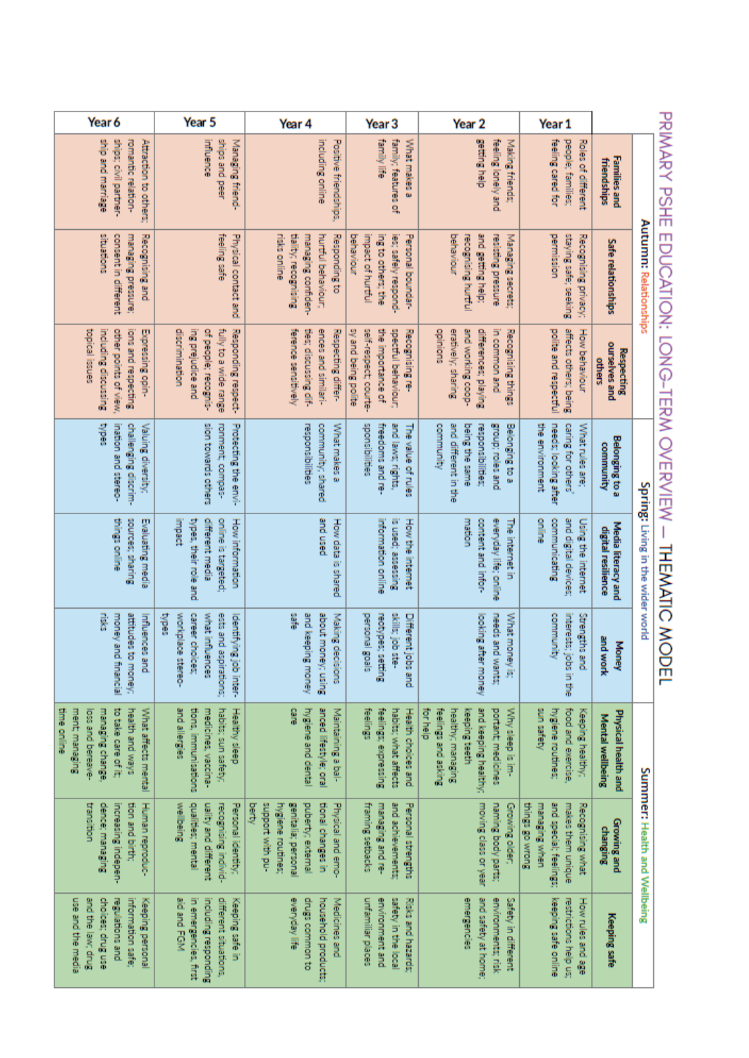# PRIMARY PSHE EDUCATION: LONG-TERM OVERVIEW — THEMATIC MODEL

| | Autumn: Relationships | | | Spring: Living in the wider world | | | Summer: Health and Wellbeing | | |
|---|---|---|---|---|---|---|---|---|---|
| | **Families and friendships** | **Safe relationships** | **Respecting ourselves and others** | **Belonging to a community** | **Media literacy and digital resilience** | **Money and work** | **Physical health and Mental wellbeing** | **Growing and changing** | **Keeping safe** |
| **Year 1** | Roles of different people; families; feeling cared for | Recognising privacy; staying safe; seeking permission | How behaviour affects others; being polite and respectful | What rules are; caring for others' needs; looking after the environment | Using the internet and digital devices; communicating online | Strengths and interests; jobs in the community | Keeping healthy; food and exercise, hygiene routines; sun safety | Recognising what makes them unique and special; feelings; managing when things go wrong | How rules and age restrictions help us; keeping safe online |
| **Year 2** | Making friends; feeling lonely and getting help | Managing secrets; resisting pressure and getting help; recognising hurtful behaviour | Recognising things in common and differences; playing and working cooperatively; sharing opinions | Belonging to a group; roles and responsibilities; being the same and different in the community | The internet in everyday life; online content and information | What money is; needs and wants; looking after money | Why sleep is important; medicines and keeping healthy; keeping teeth healthy; managing feelings and asking for help | Growing older; naming body parts; moving class or year | Safety in different environments; risk and safety at home; emergencies |
| **Year 3** | What makes a family; features of family life | Personal boundaries; safely responding to others; the impact of hurtful behaviour | Recognising respectful behaviour; the importance of self-respect; courtesy and being polite | The value of rules and laws; rights, freedoms and responsibilities | How the internet is used; assessing information online | Different jobs and skills; job stereotypes; setting personal goals | Health choices and habits; what affects feelings; expressing feelings | Personal strengths and achievements; managing and reframing setbacks | Risks and hazards; safety in the local environment and unfamiliar places |
| **Year 4** | Positive friendships, including online | Responding to hurtful behaviour; managing confidentiality; recognising risks online | Respecting differences and similarities; discussing difference sensitively | What makes a community; shared responsibilities | How data is shared and used | Making decisions about money; using and keeping money safe | Maintaining a balanced lifestyle; oral hygiene and dental care | Physical and emotional changes in puberty; external genitalia; personal hygiene routines; support with puberty | Medicines and household products; drugs common to everyday life |
| **Year 5** | Managing friendships and peer influence | Physical contact and feeling safe | Responding respectfully to a wide range of people; recognising prejudice and discrimination | Protecting the environment; compassion towards others | How information online is targeted; different media types, their role and impact | Identifying job interests and aspirations; what influences career choices; workplace stereotypes | Healthy sleep habits; sun safety; medicines, vaccinations, immunisations and allergies | Personal identity; recognising individuality and different qualities; mental wellbeing | Keeping safe in different situations, including responding in emergencies, first aid and FGM |
| **Year 6** | Attraction to others; romantic relationships; civil partnership and marriage | Recognising and managing pressure; consent in different situations | Expressing opinions and respecting other points of view, including discussing topical issues | Valuing diversity; challenging discrimination and stereotypes | Evaluating media sources; sharing things online | Influences and attitudes to money; money and financial risks | What affects mental health and ways to take care of it; managing change, loss and bereavement; managing time online | Human reproduction and birth; increasing independence; managing transition | Keeping personal information safe; regulations and choices; drug use and the law; drug use and the media |